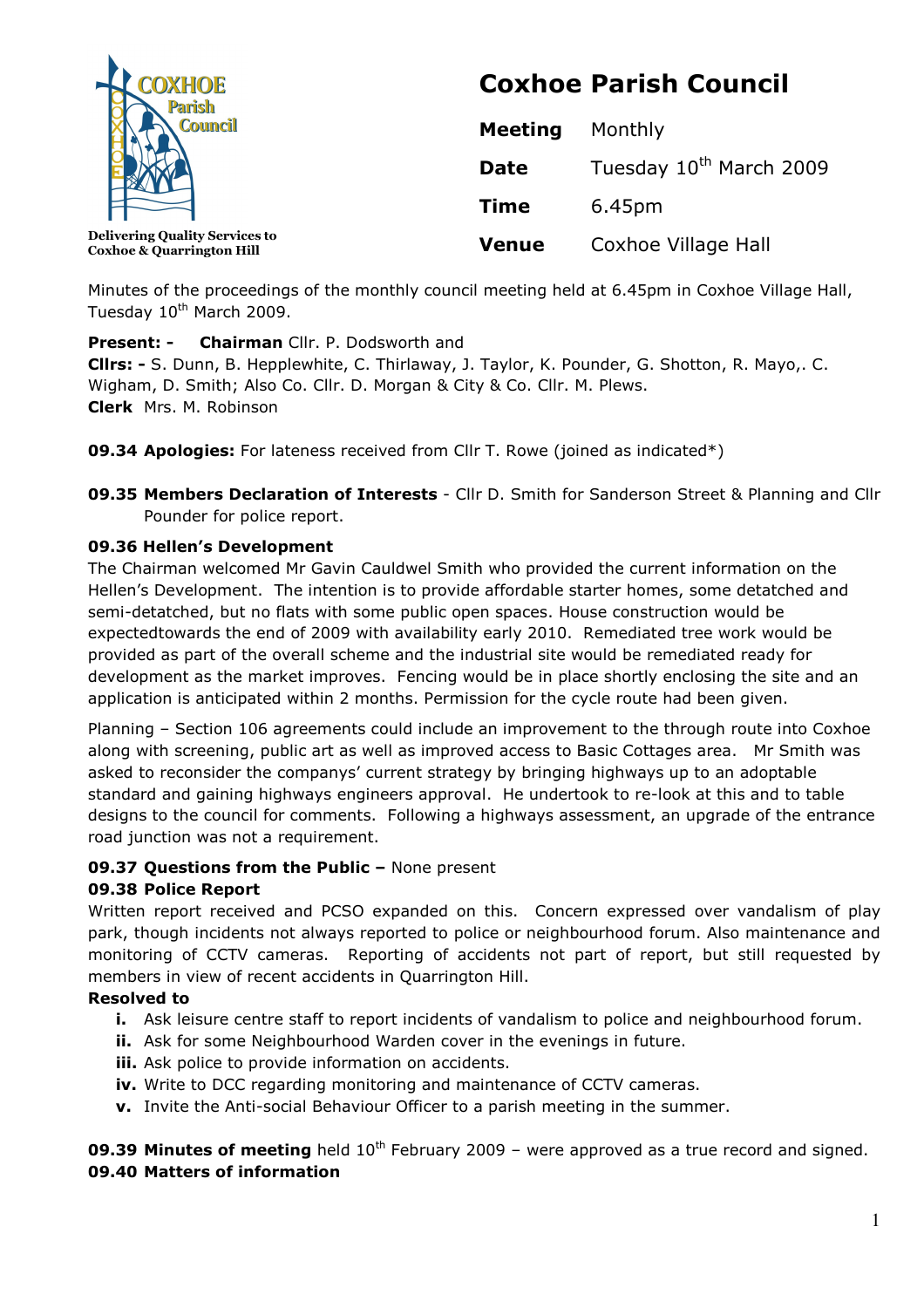COXHOE Parish Council

Delivering Quality Services to Coxhoe & Quarrington Hill

# Coxhoe Parish Council

| | |
|---|---|
| **Meeting** | Monthly |
| **Date** | Tuesday 10th March 2009 |
| **Time** | 6.45pm |
| **Venue** | Coxhoe Village Hall |

Minutes of the proceedings of the monthly council meeting held at 6.45pm in Coxhoe Village Hall, Tuesday 10th March 2009.

**Present: -** **Chairman** Cllr. P. Dodsworth and
**Cllrs: -** S. Dunn, B. Hepplewhite, C. Thirlaway, J. Taylor, K. Pounder, G. Shotton, R. Mayo,. C. Wigham, D. Smith; Also Co. Cllr. D. Morgan & City & Co. Cllr. M. Plews.
**Clerk** Mrs. M. Robinson

**09.34 Apologies:** For lateness received from Cllr T. Rowe (joined as indicated*)

**09.35 Members Declaration of Interests** - Cllr D. Smith for Sanderson Street & Planning and Cllr Pounder for police report.

**09.36 Hellen's Development**

The Chairman welcomed Mr Gavin Cauldwel Smith who provided the current information on the Hellen's Development. The intention is to provide affordable starter homes, some detatched and semi-detatched, but no flats with some public open spaces. House construction would be expectedtowards the end of 2009 with availability early 2010. Remediated tree work would be provided as part of the overall scheme and the industrial site would be remediated ready for development as the market improves. Fencing would be in place shortly enclosing the site and an application is anticipated within 2 months. Permission for the cycle route had been given.

Planning – Section 106 agreements could include an improvement to the through route into Coxhoe along with screening, public art as well as improved access to Basic Cottages area. Mr Smith was asked to reconsider the companys' current strategy by bringing highways up to an adoptable standard and gaining highways engineers approval. He undertook to re-look at this and to table designs to the council for comments. Following a highways assessment, an upgrade of the entrance road junction was not a requirement.

**09.37 Questions from the Public –** None present

**09.38 Police Report**

Written report received and PCSO expanded on this. Concern expressed over vandalism of play park, though incidents not always reported to police or neighbourhood forum. Also maintenance and monitoring of CCTV cameras. Reporting of accidents not part of report, but still requested by members in view of recent accidents in Quarrington Hill.

**Resolved to**

- **i.** Ask leisure centre staff to report incidents of vandalism to police and neighbourhood forum.
- **ii.** Ask for some Neighbourhood Warden cover in the evenings in future.
- **iii.** Ask police to provide information on accidents.
- **iv.** Write to DCC regarding monitoring and maintenance of CCTV cameras.
- **v.** Invite the Anti-social Behaviour Officer to a parish meeting in the summer.

**09.39 Minutes of meeting** held 10th February 2009 – were approved as a true record and signed.

**09.40 Matters of information**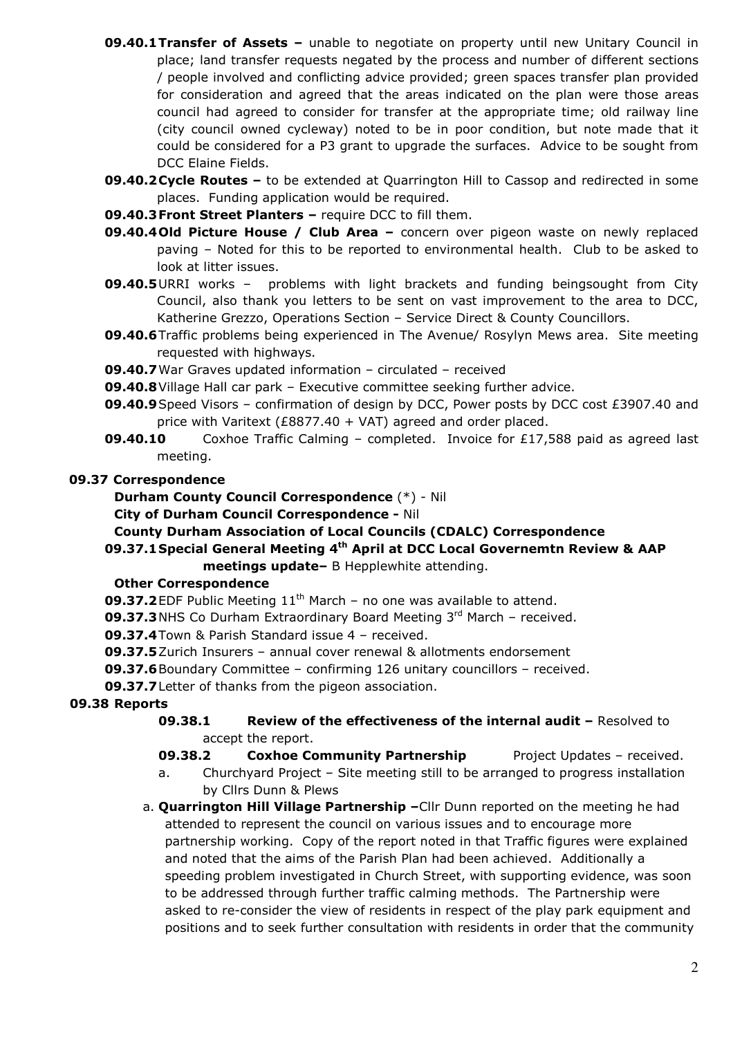- **09.40.1 Transfer of Assets –** unable to negotiate on property until new Unitary Council in place; land transfer requests negated by the process and number of different sections / people involved and conflicting advice provided; green spaces transfer plan provided for consideration and agreed that the areas indicated on the plan were those areas council had agreed to consider for transfer at the appropriate time; old railway line (city council owned cycleway) noted to be in poor condition, but note made that it could be considered for a P3 grant to upgrade the surfaces. Advice to be sought from DCC Elaine Fields.
- **09.40.2 Cycle Routes –** to be extended at Quarrington Hill to Cassop and redirected in some places. Funding application would be required.
- **09.40.3 Front Street Planters –** require DCC to fill them.
- **09.40.4 Old Picture House / Club Area –** concern over pigeon waste on newly replaced paving – Noted for this to be reported to environmental health. Club to be asked to look at litter issues.
- **09.40.5** URRI works – problems with light brackets and funding beingsought from City Council, also thank you letters to be sent on vast improvement to the area to DCC, Katherine Grezzo, Operations Section – Service Direct & County Councillors.
- **09.40.6** Traffic problems being experienced in The Avenue/ Rosylyn Mews area. Site meeting requested with highways.
- **09.40.7** War Graves updated information – circulated – received
- **09.40.8** Village Hall car park – Executive committee seeking further advice.
- **09.40.9** Speed Visors – confirmation of design by DCC, Power posts by DCC cost £3907.40 and price with Varitext (£8877.40 + VAT) agreed and order placed.
- **09.40.10** Coxhoe Traffic Calming – completed. Invoice for £17,588 paid as agreed last meeting.

**09.37 Correspondence**

**Durham County Council Correspondence** (*) - Nil

**City of Durham Council Correspondence -** Nil

**County Durham Association of Local Councils (CDALC) Correspondence**

**09.37.1 Special General Meeting 4th April at DCC Local Governemtn Review & AAP meetings update–** B Hepplewhite attending.

**Other Correspondence**

- **09.37.2** EDF Public Meeting 11th March – no one was available to attend.
- **09.37.3** NHS Co Durham Extraordinary Board Meeting 3rd March – received.
- **09.37.4** Town & Parish Standard issue 4 – received.
- **09.37.5** Zurich Insurers – annual cover renewal & allotments endorsement
- **09.37.6** Boundary Committee – confirming 126 unitary councillors – received.
- **09.37.7** Letter of thanks from the pigeon association.

**09.38 Reports**

- **09.38.1 Review of the effectiveness of the internal audit –** Resolved to accept the report.
- **09.38.2 Coxhoe Community Partnership** Project Updates – received.
  - a. Churchyard Project – Site meeting still to be arranged to progress installation by Cllrs Dunn & Plews
- a. **Quarrington Hill Village Partnership –** Cllr Dunn reported on the meeting he had attended to represent the council on various issues and to encourage more partnership working. Copy of the report noted in that Traffic figures were explained and noted that the aims of the Parish Plan had been achieved. Additionally a speeding problem investigated in Church Street, with supporting evidence, was soon to be addressed through further traffic calming methods. The Partnership were asked to re-consider the view of residents in respect of the play park equipment and positions and to seek further consultation with residents in order that the community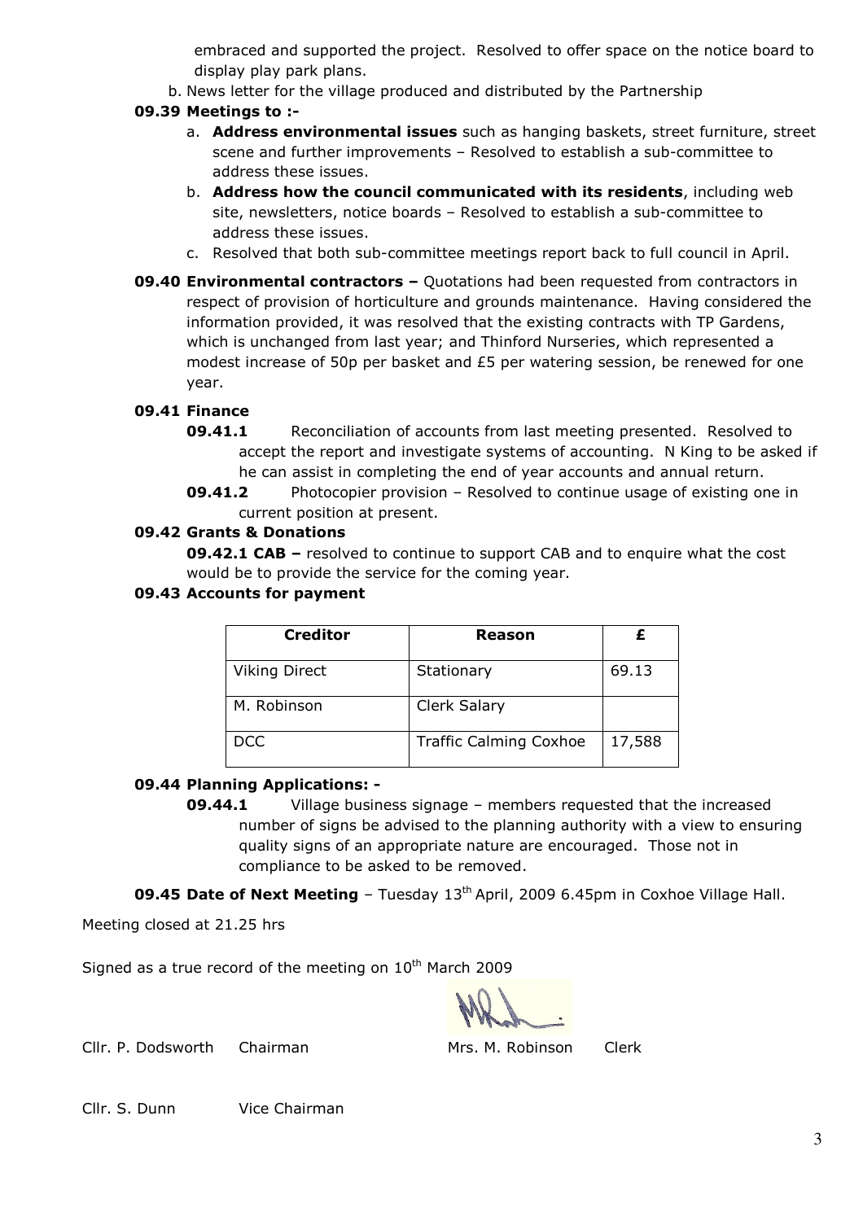embraced and supported the project. Resolved to offer space on the notice board to display play park plans.

b. News letter for the village produced and distributed by the Partnership

**09.39 Meetings to :-**

a. **Address environmental issues** such as hanging baskets, street furniture, street scene and further improvements – Resolved to establish a sub-committee to address these issues.

b. **Address how the council communicated with its residents**, including web site, newsletters, notice boards – Resolved to establish a sub-committee to address these issues.

c. Resolved that both sub-committee meetings report back to full council in April.

**09.40 Environmental contractors –** Quotations had been requested from contractors in respect of provision of horticulture and grounds maintenance. Having considered the information provided, it was resolved that the existing contracts with TP Gardens, which is unchanged from last year; and Thinford Nurseries, which represented a modest increase of 50p per basket and £5 per watering session, be renewed for one year.

**09.41 Finance**

**09.41.1** Reconciliation of accounts from last meeting presented. Resolved to accept the report and investigate systems of accounting. N King to be asked if he can assist in completing the end of year accounts and annual return.

**09.41.2** Photocopier provision – Resolved to continue usage of existing one in current position at present.

**09.42 Grants & Donations**

**09.42.1 CAB –** resolved to continue to support CAB and to enquire what the cost would be to provide the service for the coming year.

**09.43 Accounts for payment**

| Creditor | Reason | £ |
|---|---|---|
| Viking Direct | Stationary | 69.13 |
| M. Robinson | Clerk Salary | |
| DCC | Traffic Calming Coxhoe | 17,588 |

**09.44 Planning Applications: -**

**09.44.1** Village business signage – members requested that the increased number of signs be advised to the planning authority with a view to ensuring quality signs of an appropriate nature are encouraged. Those not in compliance to be asked to be removed.

**09.45 Date of Next Meeting** – Tuesday 13th April, 2009 6.45pm in Coxhoe Village Hall.

Meeting closed at 21.25 hrs

Signed as a true record of the meeting on 10th March 2009

Cllr. P. Dodsworth Chairman

Mrs. M. Robinson Clerk

Cllr. S. Dunn Vice Chairman